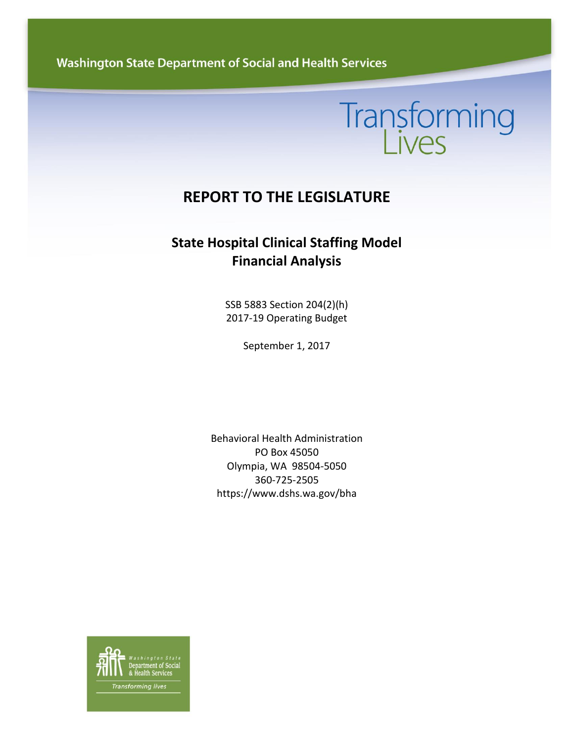Washington State Department of Social and Health Services

Transforming Lives

# REPORT TO THE LEGISLATURE

## State Hospital Clinical Staffing Model Financial Analysis

SSB 5883 Section 204(2)(h)
2017-19 Operating Budget

September 1, 2017

Behavioral Health Administration
PO Box 45050
Olympia, WA 98504-5050
360-725-2505
https://www.dshs.wa.gov/bha

Washington State Department of Social & Health Services

*Transforming lives*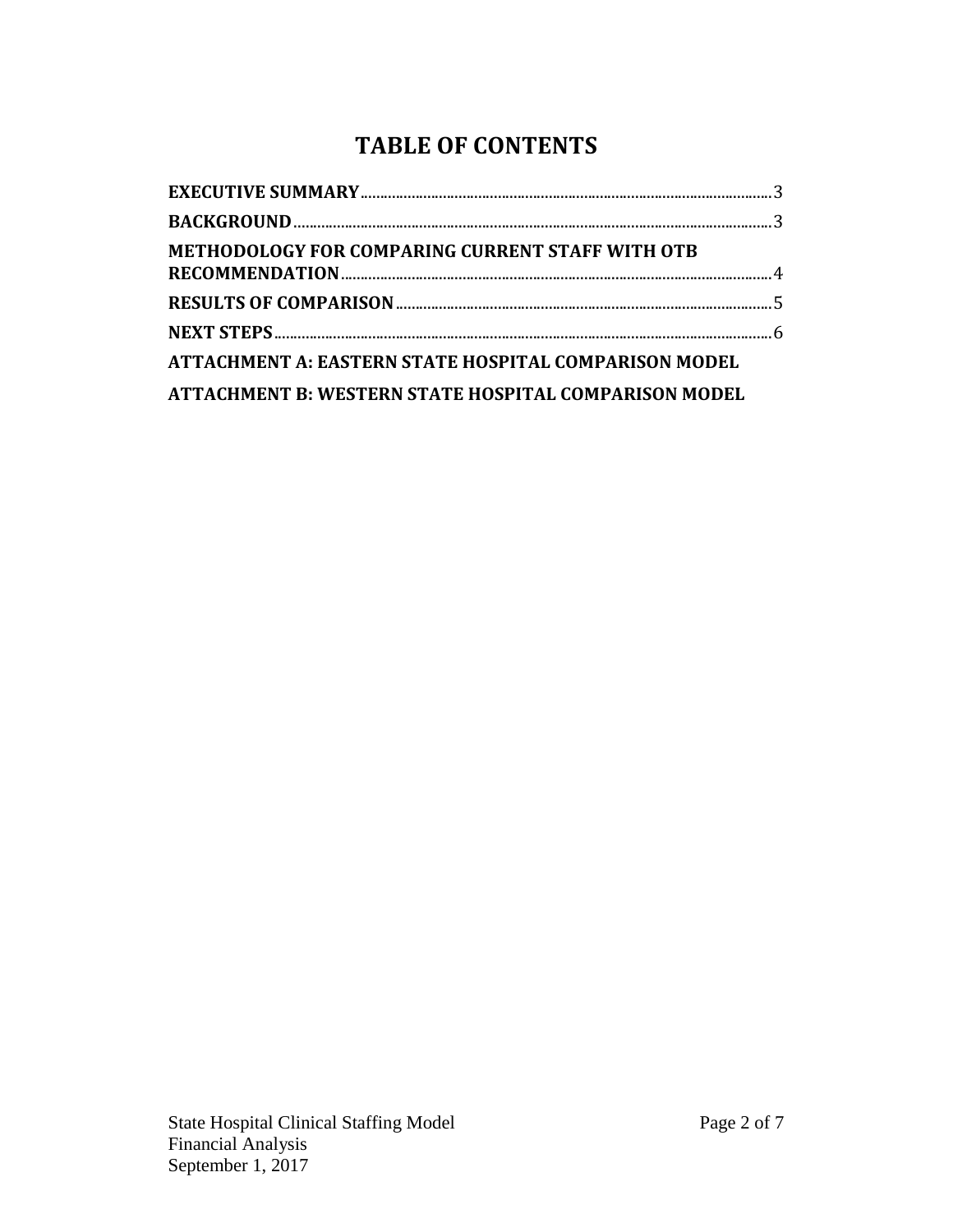# TABLE OF CONTENTS

**EXECUTIVE SUMMARY** ........................................ 3

**BACKGROUND** ........................................ 3

**METHODOLOGY FOR COMPARING CURRENT STAFF WITH OTB RECOMMENDATION** ........................................ 4

**RESULTS OF COMPARISON** ........................................ 5

**NEXT STEPS** ........................................ 6

**ATTACHMENT A: EASTERN STATE HOSPITAL COMPARISON MODEL**

**ATTACHMENT B: WESTERN STATE HOSPITAL COMPARISON MODEL**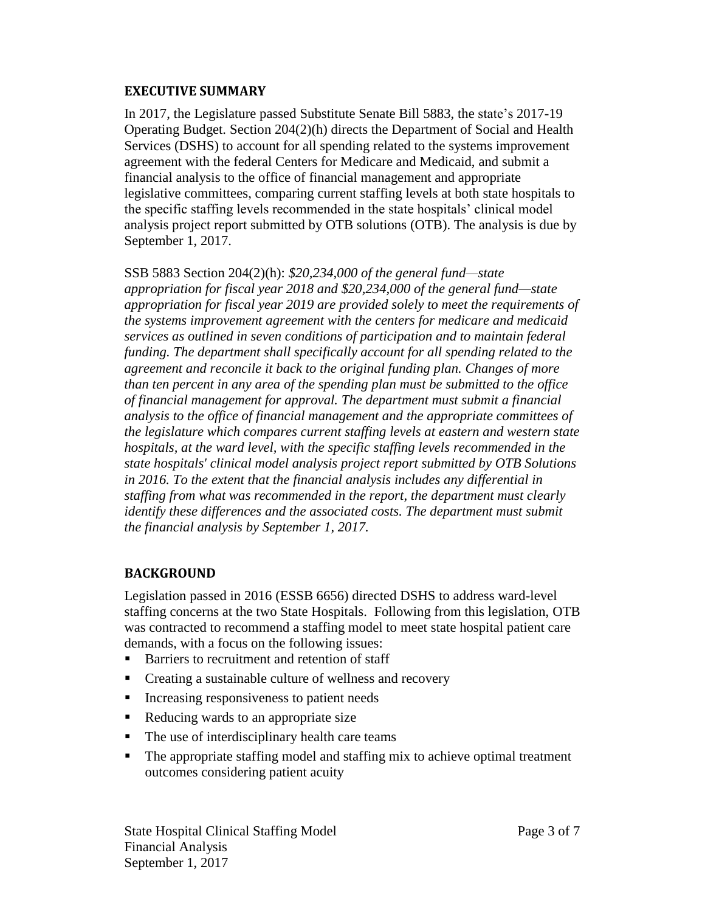## EXECUTIVE SUMMARY

In 2017, the Legislature passed Substitute Senate Bill 5883, the state's 2017-19 Operating Budget. Section 204(2)(h) directs the Department of Social and Health Services (DSHS) to account for all spending related to the systems improvement agreement with the federal Centers for Medicare and Medicaid, and submit a financial analysis to the office of financial management and appropriate legislative committees, comparing current staffing levels at both state hospitals to the specific staffing levels recommended in the state hospitals' clinical model analysis project report submitted by OTB solutions (OTB). The analysis is due by September 1, 2017.

SSB 5883 Section 204(2)(h): *$20,234,000 of the general fund—state appropriation for fiscal year 2018 and $20,234,000 of the general fund—state appropriation for fiscal year 2019 are provided solely to meet the requirements of the systems improvement agreement with the centers for medicare and medicaid services as outlined in seven conditions of participation and to maintain federal funding. The department shall specifically account for all spending related to the agreement and reconcile it back to the original funding plan. Changes of more than ten percent in any area of the spending plan must be submitted to the office of financial management for approval. The department must submit a financial analysis to the office of financial management and the appropriate committees of the legislature which compares current staffing levels at eastern and western state hospitals, at the ward level, with the specific staffing levels recommended in the state hospitals' clinical model analysis project report submitted by OTB Solutions in 2016. To the extent that the financial analysis includes any differential in staffing from what was recommended in the report, the department must clearly identify these differences and the associated costs. The department must submit the financial analysis by September 1, 2017.*

## BACKGROUND

Legislation passed in 2016 (ESSB 6656) directed DSHS to address ward-level staffing concerns at the two State Hospitals. Following from this legislation, OTB was contracted to recommend a staffing model to meet state hospital patient care demands, with a focus on the following issues:

- Barriers to recruitment and retention of staff
- Creating a sustainable culture of wellness and recovery
- Increasing responsiveness to patient needs
- Reducing wards to an appropriate size
- The use of interdisciplinary health care teams
- The appropriate staffing model and staffing mix to achieve optimal treatment outcomes considering patient acuity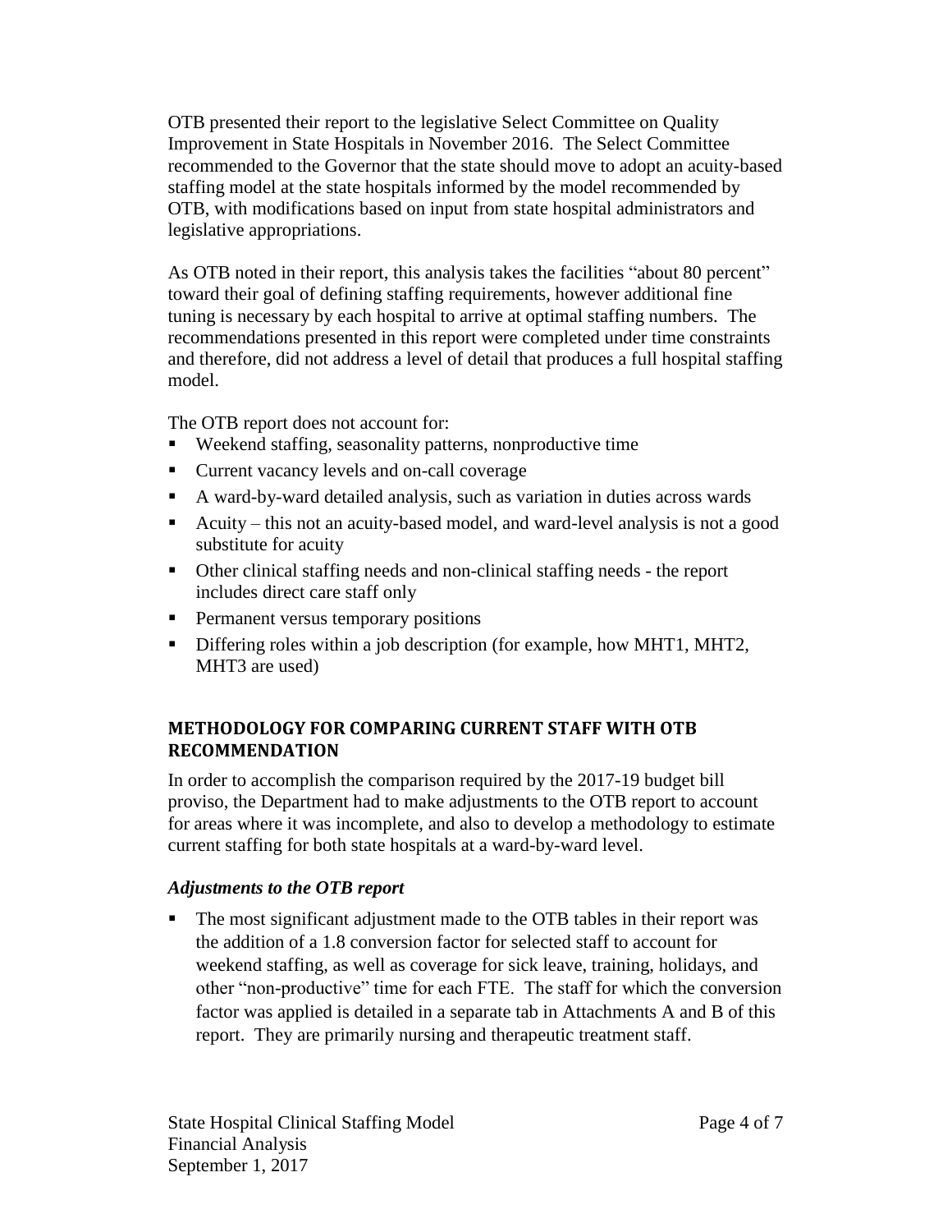OTB presented their report to the legislative Select Committee on Quality Improvement in State Hospitals in November 2016. The Select Committee recommended to the Governor that the state should move to adopt an acuity-based staffing model at the state hospitals informed by the model recommended by OTB, with modifications based on input from state hospital administrators and legislative appropriations.

As OTB noted in their report, this analysis takes the facilities "about 80 percent" toward their goal of defining staffing requirements, however additional fine tuning is necessary by each hospital to arrive at optimal staffing numbers. The recommendations presented in this report were completed under time constraints and therefore, did not address a level of detail that produces a full hospital staffing model.

The OTB report does not account for:

- Weekend staffing, seasonality patterns, nonproductive time
- Current vacancy levels and on-call coverage
- A ward-by-ward detailed analysis, such as variation in duties across wards
- Acuity – this not an acuity-based model, and ward-level analysis is not a good substitute for acuity
- Other clinical staffing needs and non-clinical staffing needs - the report includes direct care staff only
- Permanent versus temporary positions
- Differing roles within a job description (for example, how MHT1, MHT2, MHT3 are used)

## METHODOLOGY FOR COMPARING CURRENT STAFF WITH OTB RECOMMENDATION

In order to accomplish the comparison required by the 2017-19 budget bill proviso, the Department had to make adjustments to the OTB report to account for areas where it was incomplete, and also to develop a methodology to estimate current staffing for both state hospitals at a ward-by-ward level.

### *Adjustments to the OTB report*

- The most significant adjustment made to the OTB tables in their report was the addition of a 1.8 conversion factor for selected staff to account for weekend staffing, as well as coverage for sick leave, training, holidays, and other "non-productive" time for each FTE. The staff for which the conversion factor was applied is detailed in a separate tab in Attachments A and B of this report. They are primarily nursing and therapeutic treatment staff.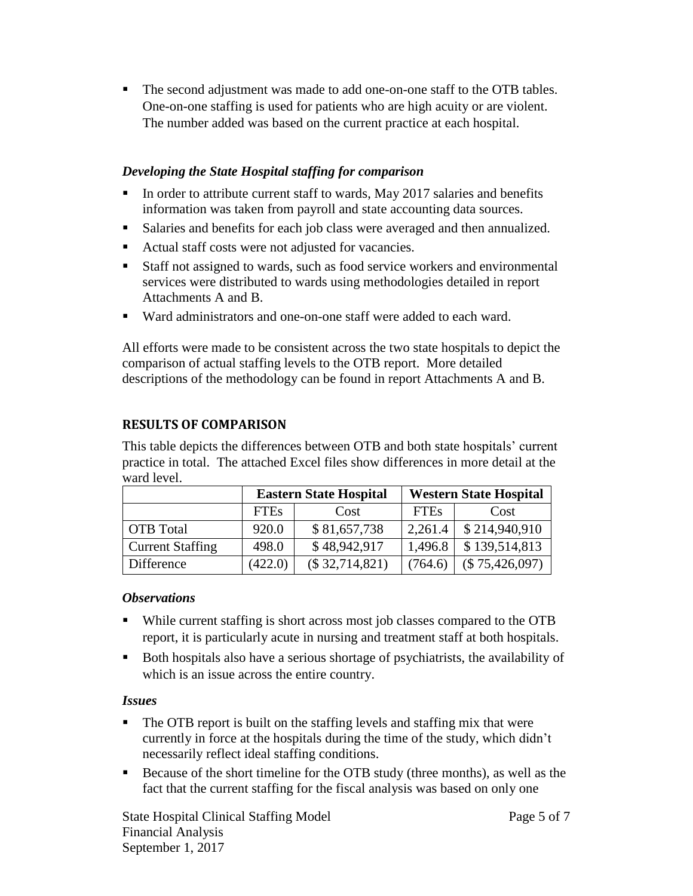- The second adjustment was made to add one-on-one staff to the OTB tables. One-on-one staffing is used for patients who are high acuity or are violent. The number added was based on the current practice at each hospital.

### *Developing the State Hospital staffing for comparison*

- In order to attribute current staff to wards, May 2017 salaries and benefits information was taken from payroll and state accounting data sources.
- Salaries and benefits for each job class were averaged and then annualized.
- Actual staff costs were not adjusted for vacancies.
- Staff not assigned to wards, such as food service workers and environmental services were distributed to wards using methodologies detailed in report Attachments A and B.
- Ward administrators and one-on-one staff were added to each ward.

All efforts were made to be consistent across the two state hospitals to depict the comparison of actual staffing levels to the OTB report. More detailed descriptions of the methodology can be found in report Attachments A and B.

## RESULTS OF COMPARISON

This table depicts the differences between OTB and both state hospitals' current practice in total. The attached Excel files show differences in more detail at the ward level.

| | **Eastern State Hospital** | | **Western State Hospital** | |
|---|---|---|---|---|
| | FTEs | Cost | FTEs | Cost |
| OTB Total | 920.0 | $ 81,657,738 | 2,261.4 | $ 214,940,910 |
| Current Staffing | 498.0 | $ 48,942,917 | 1,496.8 | $ 139,514,813 |
| Difference | (422.0) | ($ 32,714,821) | (764.6) | ($ 75,426,097) |

### *Observations*

- While current staffing is short across most job classes compared to the OTB report, it is particularly acute in nursing and treatment staff at both hospitals.
- Both hospitals also have a serious shortage of psychiatrists, the availability of which is an issue across the entire country.

### *Issues*

- The OTB report is built on the staffing levels and staffing mix that were currently in force at the hospitals during the time of the study, which didn't necessarily reflect ideal staffing conditions.
- Because of the short timeline for the OTB study (three months), as well as the fact that the current staffing for the fiscal analysis was based on only one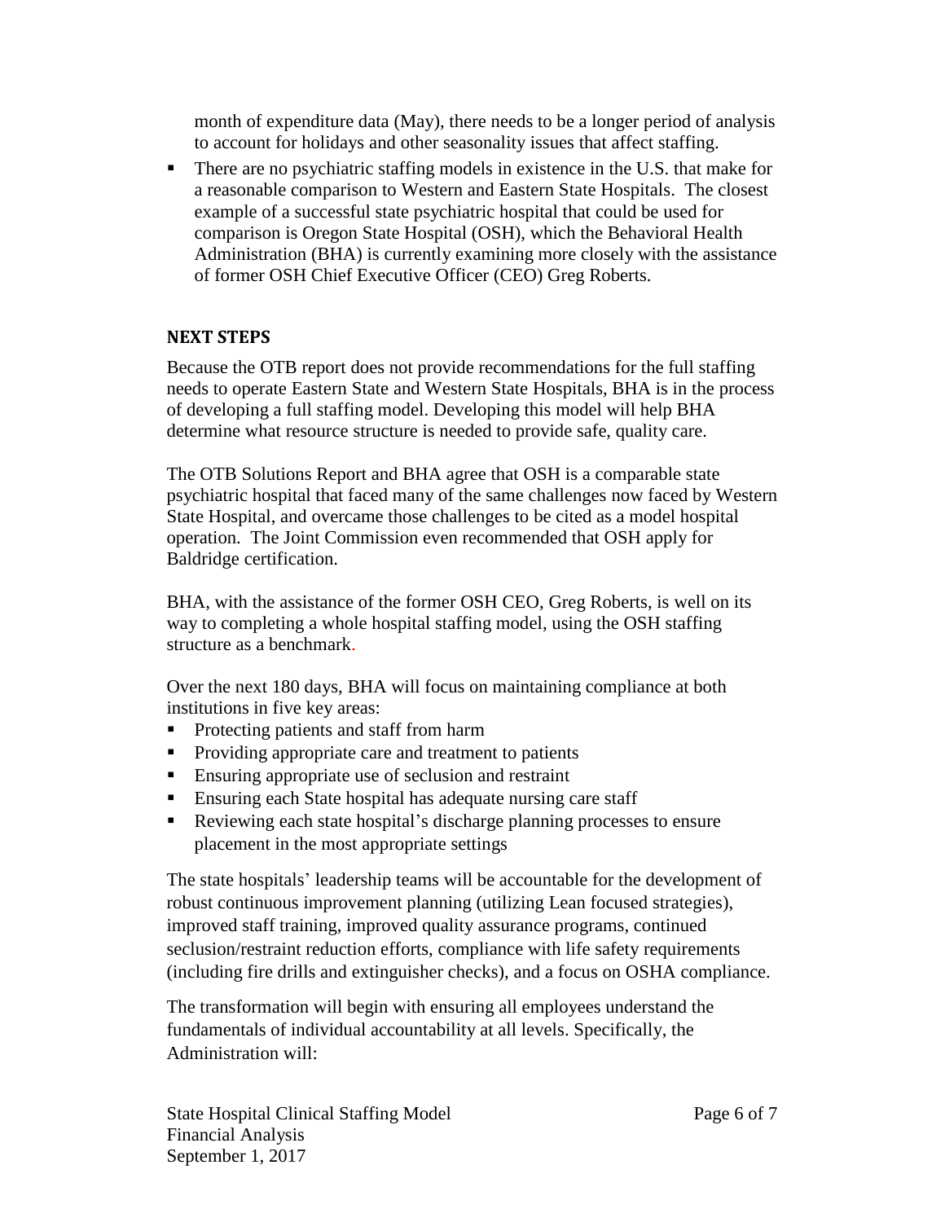month of expenditure data (May), there needs to be a longer period of analysis to account for holidays and other seasonality issues that affect staffing.

- There are no psychiatric staffing models in existence in the U.S. that make for a reasonable comparison to Western and Eastern State Hospitals. The closest example of a successful state psychiatric hospital that could be used for comparison is Oregon State Hospital (OSH), which the Behavioral Health Administration (BHA) is currently examining more closely with the assistance of former OSH Chief Executive Officer (CEO) Greg Roberts.

## NEXT STEPS

Because the OTB report does not provide recommendations for the full staffing needs to operate Eastern State and Western State Hospitals, BHA is in the process of developing a full staffing model. Developing this model will help BHA determine what resource structure is needed to provide safe, quality care.

The OTB Solutions Report and BHA agree that OSH is a comparable state psychiatric hospital that faced many of the same challenges now faced by Western State Hospital, and overcame those challenges to be cited as a model hospital operation. The Joint Commission even recommended that OSH apply for Baldridge certification.

BHA, with the assistance of the former OSH CEO, Greg Roberts, is well on its way to completing a whole hospital staffing model, using the OSH staffing structure as a benchmark.

Over the next 180 days, BHA will focus on maintaining compliance at both institutions in five key areas:

- Protecting patients and staff from harm
- Providing appropriate care and treatment to patients
- Ensuring appropriate use of seclusion and restraint
- Ensuring each State hospital has adequate nursing care staff
- Reviewing each state hospital's discharge planning processes to ensure placement in the most appropriate settings

The state hospitals' leadership teams will be accountable for the development of robust continuous improvement planning (utilizing Lean focused strategies), improved staff training, improved quality assurance programs, continued seclusion/restraint reduction efforts, compliance with life safety requirements (including fire drills and extinguisher checks), and a focus on OSHA compliance.

The transformation will begin with ensuring all employees understand the fundamentals of individual accountability at all levels. Specifically, the Administration will: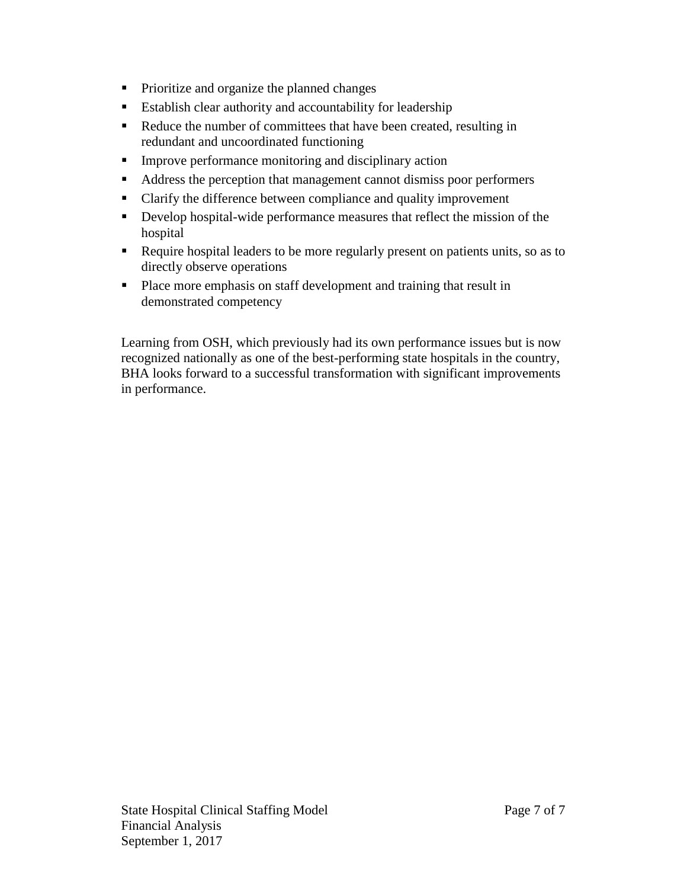- Prioritize and organize the planned changes
- Establish clear authority and accountability for leadership
- Reduce the number of committees that have been created, resulting in redundant and uncoordinated functioning
- Improve performance monitoring and disciplinary action
- Address the perception that management cannot dismiss poor performers
- Clarify the difference between compliance and quality improvement
- Develop hospital-wide performance measures that reflect the mission of the hospital
- Require hospital leaders to be more regularly present on patients units, so as to directly observe operations
- Place more emphasis on staff development and training that result in demonstrated competency

Learning from OSH, which previously had its own performance issues but is now recognized nationally as one of the best-performing state hospitals in the country, BHA looks forward to a successful transformation with significant improvements in performance.